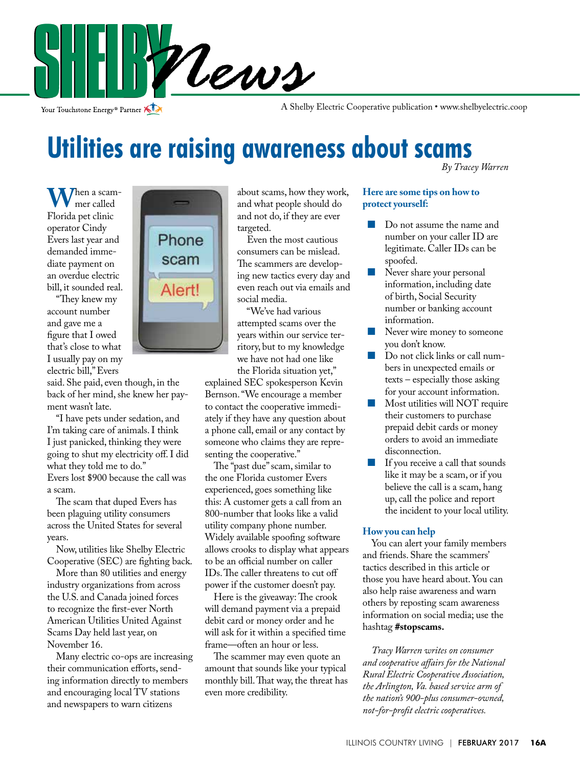# SHELBY News

Your Touchstone Energy® Partner

A Shelby Electric Cooperative publication • www.shelbyelectric.coop

## Utilities are raising awareness about scams

*By Tracey Warren*

When a scammer called Florida pet clinic operator Cindy Evers last year and demanded immediate payment on an overdue electric bill, it sounded real.

"They knew my account number and gave me a figure that I owed that's close to what I usually pay on my electric bill," Evers said. She paid, even though, in the back of her mind, she knew her payment wasn't late.

"I have pets under sedation, and I'm taking care of animals. I think I just panicked, thinking they were going to shut my electricity off. I did what they told me to do." Evers lost $900 because the call was a scam.

The scam that duped Evers has been plaguing utility consumers across the United States for several years.

Now, utilities like Shelby Electric Cooperative (SEC) are fighting back.

More than 80 utilities and energy industry organizations from across the U.S. and Canada joined forces to recognize the first-ever North American Utilities United Against Scams Day held last year, on November 16.

Many electric co-ops are increasing their communication efforts, sending information directly to members and encouraging local TV stations and newspapers to warn citizens about scams, how they work, and what people should do and not do, if they are ever targeted.

Even the most cautious consumers can be mislead. The scammers are developing new tactics every day and even reach out via emails and social media.

"We've had various attempted scams over the years within our service territory, but to my knowledge we have not had one like the Florida situation yet," explained SEC spokesperson Kevin Bernson. "We encourage a member to contact the cooperative immediately if they have any question about a phone call, email or any contact by someone who claims they are representing the cooperative."

The "past due" scam, similar to the one Florida customer Evers experienced, goes something like this: A customer gets a call from an 800-number that looks like a valid utility company phone number. Widely available spoofing software allows crooks to display what appears to be an official number on caller IDs. The caller threatens to cut off power if the customer doesn't pay.

Here is the giveaway: The crook will demand payment via a prepaid debit card or money order and he will ask for it within a specified time frame—often an hour or less.

The scammer may even quote an amount that sounds like your typical monthly bill. That way, the threat has even more credibility.

### Here are some tips on how to protect yourself:

- Do not assume the name and number on your caller ID are legitimate. Caller IDs can be spoofed.
- Never share your personal information, including date of birth, Social Security number or banking account information.
- Never wire money to someone you don't know.
- Do not click links or call numbers in unexpected emails or texts – especially those asking for your account information.
- Most utilities will NOT require their customers to purchase prepaid debit cards or money orders to avoid an immediate disconnection.
- If you receive a call that sounds like it may be a scam, or if you believe the call is a scam, hang up, call the police and report the incident to your local utility.

### How you can help

You can alert your family members and friends. Share the scammers' tactics described in this article or those you have heard about. You can also help raise awareness and warn others by reposting scam awareness information on social media; use the hashtag **#stopscams.**

*Tracy Warren writes on consumer and cooperative affairs for the National Rural Electric Cooperative Association, the Arlington, Va. based service arm of the nation's 900-plus consumer-owned, not-for-profit electric cooperatives.*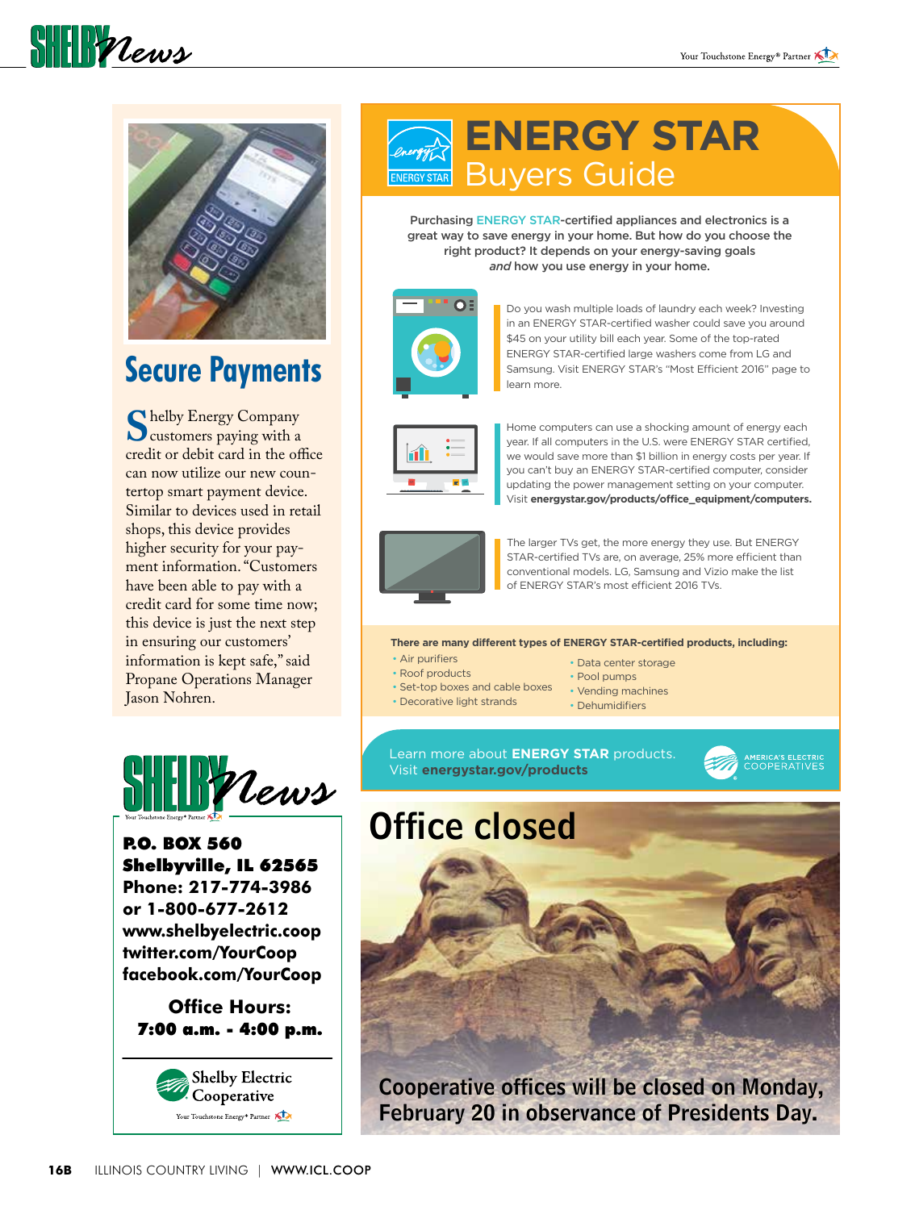## Secure Payments

Shelby Energy Company customers paying with a credit or debit card in the office can now utilize our new countertop smart payment device. Similar to devices used in retail shops, this device provides higher security for your payment information. "Customers have been able to pay with a credit card for some time now; this device is just the next step in ensuring our customers' information is kept safe," said Propane Operations Manager Jason Nohren.

**SHELBY News**

Your Touchstone Energy® Partner

**P.O. BOX 560**
**Shelbyville, IL 62565**
**Phone: 217-774-3986**
**or 1-800-677-2612**
**www.shelbyelectric.coop**
**twitter.com/YourCoop**
**facebook.com/YourCoop**

**Office Hours:**
**7:00 a.m. - 4:00 p.m.**

Shelby Electric Cooperative
Your Touchstone Energy® Partner

# ENERGY STAR Buyers Guide

Purchasing ENERGY STAR-certified appliances and electronics is a great way to save energy in your home. But how do you choose the right product? It depends on your energy-saving goals *and* how you use energy in your home.

Do you wash multiple loads of laundry each week? Investing in an ENERGY STAR-certified washer could save you around $45 on your utility bill each year. Some of the top-rated ENERGY STAR-certified large washers come from LG and Samsung. Visit ENERGY STAR's "Most Efficient 2016" page to learn more.

Home computers can use a shocking amount of energy each year. If all computers in the U.S. were ENERGY STAR certified, we would save more than $1 billion in energy costs per year. If you can't buy an ENERGY STAR-certified computer, consider updating the power management setting on your computer. Visit **energystar.gov/products/office_equipment/computers.**

The larger TVs get, the more energy they use. But ENERGY STAR-certified TVs are, on average, 25% more efficient than conventional models. LG, Samsung and Vizio make the list of ENERGY STAR's most efficient 2016 TVs.

**There are many different types of ENERGY STAR-certified products, including:**

- Air purifiers
- Roof products
- Set-top boxes and cable boxes
- Decorative light strands
- Data center storage
- Pool pumps
- Vending machines
- Dehumidifiers

Learn more about **ENERGY STAR** products. Visit **energystar.gov/products**

AMERICA'S ELECTRIC COOPERATIVES

# Office closed

**Cooperative offices will be closed on Monday, February 20 in observance of Presidents Day.**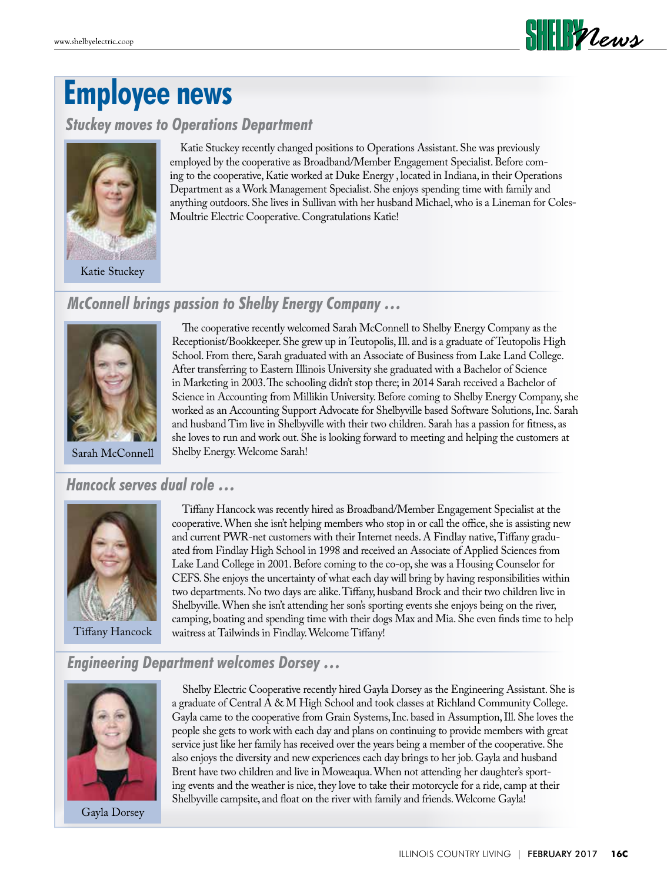# Employee news

## *Stuckey moves to Operations Department*

Katie Stuckey

Katie Stuckey recently changed positions to Operations Assistant. She was previously employed by the cooperative as Broadband/Member Engagement Specialist. Before coming to the cooperative, Katie worked at Duke Energy , located in Indiana, in their Operations Department as a Work Management Specialist. She enjoys spending time with family and anything outdoors. She lives in Sullivan with her husband Michael, who is a Lineman for Coles-Moultrie Electric Cooperative. Congratulations Katie!

## *McConnell brings passion to Shelby Energy Company …*

Sarah McConnell

The cooperative recently welcomed Sarah McConnell to Shelby Energy Company as the Receptionist/Bookkeeper. She grew up in Teutopolis, Ill. and is a graduate of Teutopolis High School. From there, Sarah graduated with an Associate of Business from Lake Land College. After transferring to Eastern Illinois University she graduated with a Bachelor of Science in Marketing in 2003. The schooling didn't stop there; in 2014 Sarah received a Bachelor of Science in Accounting from Millikin University. Before coming to Shelby Energy Company, she worked as an Accounting Support Advocate for Shelbyville based Software Solutions, Inc. Sarah and husband Tim live in Shelbyville with their two children. Sarah has a passion for fitness, as she loves to run and work out. She is looking forward to meeting and helping the customers at Shelby Energy. Welcome Sarah!

## *Hancock serves dual role …*

Tiffany Hancock

Tiffany Hancock was recently hired as Broadband/Member Engagement Specialist at the cooperative. When she isn't helping members who stop in or call the office, she is assisting new and current PWR-net customers with their Internet needs. A Findlay native, Tiffany graduated from Findlay High School in 1998 and received an Associate of Applied Sciences from Lake Land College in 2001. Before coming to the co-op, she was a Housing Counselor for CEFS. She enjoys the uncertainty of what each day will bring by having responsibilities within two departments. No two days are alike. Tiffany, husband Brock and their two children live in Shelbyville. When she isn't attending her son's sporting events she enjoys being on the river, camping, boating and spending time with their dogs Max and Mia. She even finds time to help waitress at Tailwinds in Findlay. Welcome Tiffany!

## *Engineering Department welcomes Dorsey …*

Gayla Dorsey

Shelby Electric Cooperative recently hired Gayla Dorsey as the Engineering Assistant. She is a graduate of Central A & M High School and took classes at Richland Community College. Gayla came to the cooperative from Grain Systems, Inc. based in Assumption, Ill. She loves the people she gets to work with each day and plans on continuing to provide members with great service just like her family has received over the years being a member of the cooperative. She also enjoys the diversity and new experiences each day brings to her job. Gayla and husband Brent have two children and live in Moweaqua. When not attending her daughter's sporting events and the weather is nice, they love to take their motorcycle for a ride, camp at their Shelbyville campsite, and float on the river with family and friends. Welcome Gayla!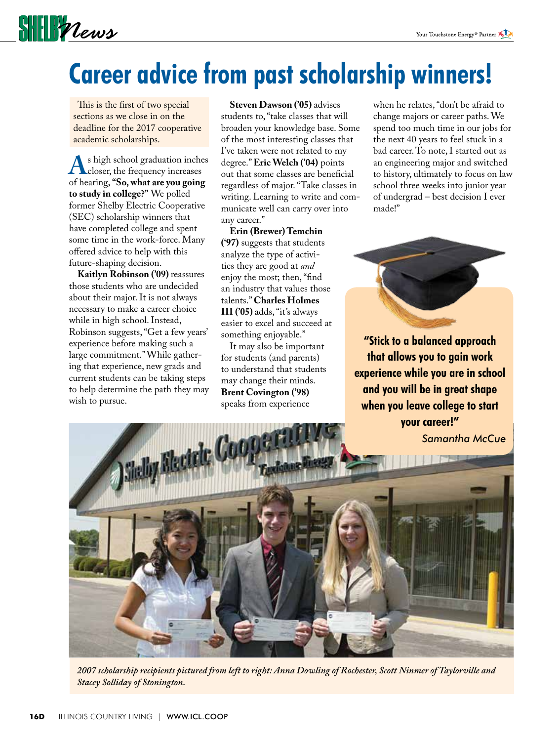# Career advice from past scholarship winners!

This is the first of two special sections as we close in on the deadline for the 2017 cooperative academic scholarships.

As high school graduation inches closer, the frequency increases of hearing, **"So, what are you going to study in college?"** We polled former Shelby Electric Cooperative (SEC) scholarship winners that have completed college and spent some time in the work-force. Many offered advice to help with this future-shaping decision.

**Kaitlyn Robinson ('09)** reassures those students who are undecided about their major. It is not always necessary to make a career choice while in high school. Instead, Robinson suggests, "Get a few years' experience before making such a large commitment." While gathering that experience, new grads and current students can be taking steps to help determine the path they may wish to pursue.

**Steven Dawson ('05)** advises students to, "take classes that will broaden your knowledge base. Some of the most interesting classes that I've taken were not related to my degree." **Eric Welch ('04)** points out that some classes are beneficial regardless of major. "Take classes in writing. Learning to write and communicate well can carry over into any career."

**Erin (Brewer) Temchin ('97)** suggests that students analyze the type of activities they are good at *and* enjoy the most; then, "find an industry that values those talents." **Charles Holmes III ('05)** adds, "it's always easier to excel and succeed at something enjoyable."

It may also be important for students (and parents) to understand that students may change their minds. **Brent Covington ('98)** speaks from experience when he relates, "don't be afraid to change majors or career paths. We spend too much time in our jobs for the next 40 years to feel stuck in a bad career. To note, I started out as an engineering major and switched to history, ultimately to focus on law school three weeks into junior year of undergrad – best decision I ever made!"

**"Stick to a balanced approach that allows you to gain work experience while you are in school and you will be in great shape when you leave college to start your career!"**
*Samantha McCue*

*2007 scholarship recipients pictured from left to right: Anna Dowling of Rochester, Scott Ninmer of Taylorville and Stacey Solliday of Stonington.*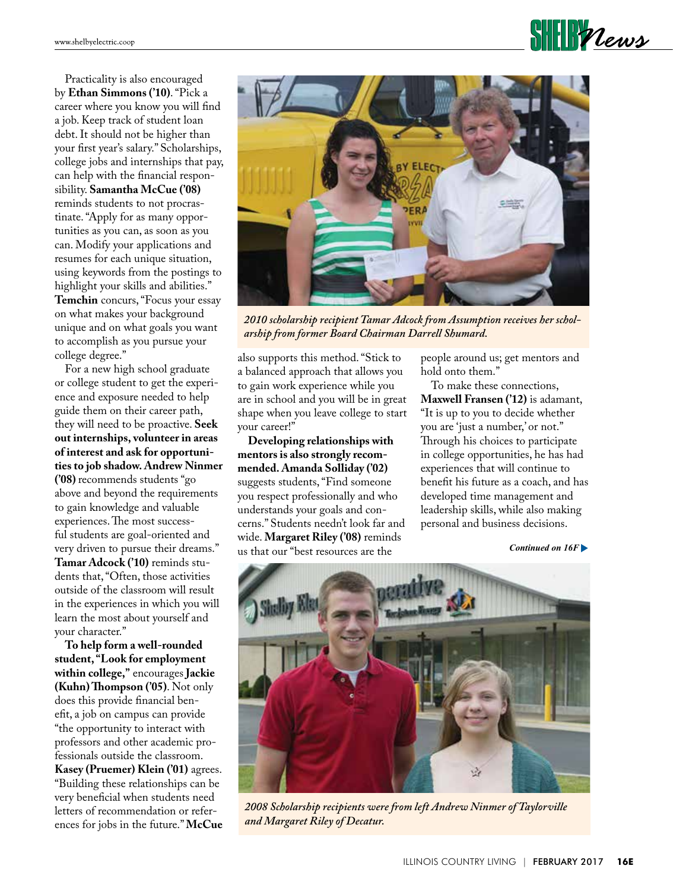Practicality is also encouraged by **Ethan Simmons ('10)**. "Pick a career where you know you will find a job. Keep track of student loan debt. It should not be higher than your first year's salary." Scholarships, college jobs and internships that pay, can help with the financial responsibility. **Samantha McCue ('08)** reminds students to not procrastinate. "Apply for as many opportunities as you can, as soon as you can. Modify your applications and resumes for each unique situation, using keywords from the postings to highlight your skills and abilities." **Temchin** concurs, "Focus your essay on what makes your background unique and on what goals you want to accomplish as you pursue your college degree."

For a new high school graduate or college student to get the experience and exposure needed to help guide them on their career path, they will need to be proactive. **Seek out internships, volunteer in areas of interest and ask for opportunities to job shadow. Andrew Ninmer ('08)** recommends students "go above and beyond the requirements to gain knowledge and valuable experiences. The most successful students are goal-oriented and very driven to pursue their dreams." **Tamar Adcock ('10)** reminds students that, "Often, those activities outside of the classroom will result in the experiences in which you will learn the most about yourself and your character."

**To help form a well-rounded student, "Look for employment within college,"** encourages **Jackie (Kuhn) Thompson ('05)**. Not only does this provide financial benefit, a job on campus can provide "the opportunity to interact with professors and other academic professionals outside the classroom. **Kasey (Pruemer) Klein ('01)** agrees. "Building these relationships can be very beneficial when students need letters of recommendation or references for jobs in the future." **McCue** also supports this method. "Stick to a balanced approach that allows you to gain work experience while you are in school and you will be in great shape when you leave college to start your career!"

*2010 scholarship recipient Tamar Adcock from Assumption receives her scholarship from former Board Chairman Darrell Shumard.*

**Developing relationships with mentors is also strongly recommended. Amanda Solliday ('02)** suggests students, "Find someone you respect professionally and who understands your goals and concerns." Students needn't look far and wide. **Margaret Riley ('08)** reminds us that our "best resources are the people around us; get mentors and hold onto them."

To make these connections, **Maxwell Fransen ('12)** is adamant, "It is up to you to decide whether you are 'just a number,' or not." Through his choices to participate in college opportunities, he has had experiences that will continue to benefit his future as a coach, and has developed time management and leadership skills, while also making personal and business decisions.

*Continued on 16F*

*2008 Scholarship recipients were from left Andrew Ninmer of Taylorville and Margaret Riley of Decatur.*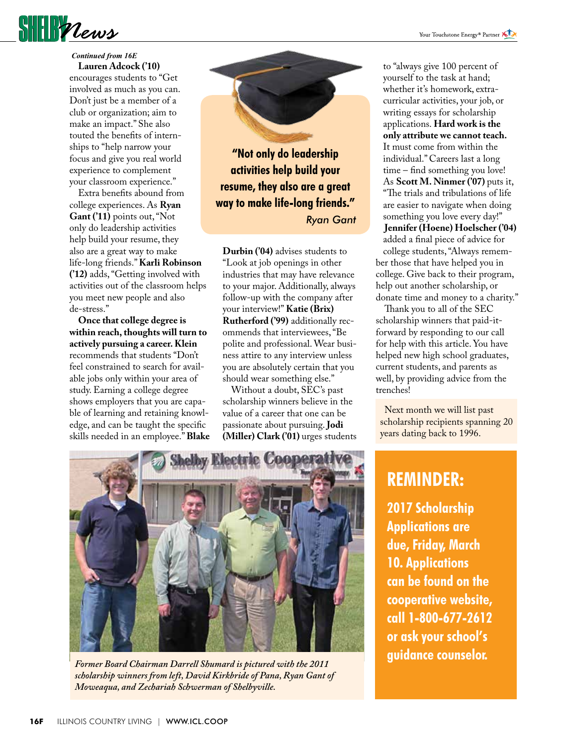*Continued from 16E*

**Lauren Adcock ('10)** encourages students to "Get involved as much as you can. Don't just be a member of a club or organization; aim to make an impact." She also touted the benefits of internships to "help narrow your focus and give you real world experience to complement your classroom experience."

Extra benefits abound from college experiences. As **Ryan Gant ('11)** points out, "Not only do leadership activities help build your resume, they also are a great way to make life-long friends." **Karli Robinson ('12)** adds, "Getting involved with activities out of the classroom helps you meet new people and also de-stress."

**"Not only do leadership activities help build your resume, they also are a great way to make life-long friends."**
*Ryan Gant*

**Once that college degree is within reach, thoughts will turn to actively pursuing a career. Klein** recommends that students "Don't feel constrained to search for available jobs only within your area of study. Earning a college degree shows employers that you are capable of learning and retaining knowledge, and can be taught the specific skills needed in an employee." **Blake Durbin ('04)** advises students to "Look at job openings in other industries that may have relevance to your major. Additionally, always follow-up with the company after your interview!" **Katie (Brix) Rutherford ('99)** additionally recommends that interviewees, "Be polite and professional. Wear business attire to any interview unless you are absolutely certain that you should wear something else."

Without a doubt, SEC's past scholarship winners believe in the value of a career that one can be passionate about pursuing. **Jodi (Miller) Clark ('01)** urges students to "always give 100 percent of yourself to the task at hand; whether it's homework, extra-curricular activities, your job, or writing essays for scholarship applications. **Hard work is the only attribute we cannot teach.** It must come from within the individual." Careers last a long time – find something you love! As **Scott M. Ninmer ('07)** puts it, "The trials and tribulations of life are easier to navigate when doing something you love every day!"

**Jennifer (Hoene) Hoelscher ('04)** added a final piece of advice for college students, "Always remember those that have helped you in college. Give back to their program, help out another scholarship, or donate time and money to a charity."

Thank you to all of the SEC scholarship winners that paid-it-forward by responding to our call for help with this article. You have helped new high school graduates, current students, and parents as well, by providing advice from the trenches!

Next month we will list past scholarship recipients spanning 20 years dating back to 1996.

*Former Board Chairman Darrell Shumard is pictured with the 2011 scholarship winners from left, David Kirkbride of Pana, Ryan Gant of Moweaqua, and Zechariah Schwerman of Shelbyville.*

## REMINDER:

**2017 Scholarship Applications are due, Friday, March 10. Applications can be found on the cooperative website, call 1-800-677-2612 or ask your school's guidance counselor.**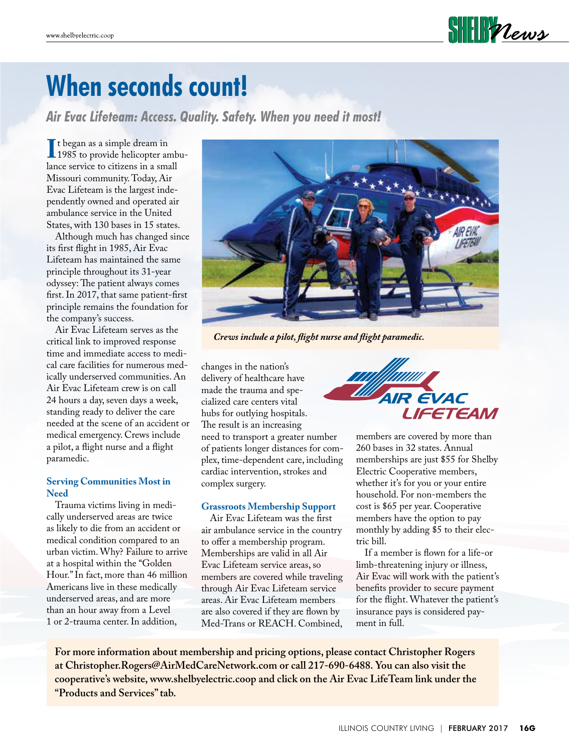# When seconds count!

*Air Evac Lifeteam: Access. Quality. Safety. When you need it most!*

It began as a simple dream in 1985 to provide helicopter ambulance service to citizens in a small Missouri community. Today, Air Evac Lifeteam is the largest independently owned and operated air ambulance service in the United States, with 130 bases in 15 states.

Although much has changed since its first flight in 1985, Air Evac Lifeteam has maintained the same principle throughout its 31-year odyssey: The patient always comes first. In 2017, that same patient-first principle remains the foundation for the company's success.

Air Evac Lifeteam serves as the critical link to improved response time and immediate access to medical care facilities for numerous medically underserved communities. An Air Evac Lifeteam crew is on call 24 hours a day, seven days a week, standing ready to deliver the care needed at the scene of an accident or medical emergency. Crews include a pilot, a flight nurse and a flight paramedic.

*Crews include a pilot, flight nurse and flight paramedic.*

### Serving Communities Most in Need

Trauma victims living in medically underserved areas are twice as likely to die from an accident or medical condition compared to an urban victim. Why? Failure to arrive at a hospital within the "Golden Hour." In fact, more than 46 million Americans live in these medically underserved areas, and are more than an hour away from a Level 1 or 2-trauma center. In addition, changes in the nation's delivery of healthcare have made the trauma and specialized care centers vital hubs for outlying hospitals. The result is an increasing need to transport a greater number of patients longer distances for complex, time-dependent care, including cardiac intervention, strokes and complex surgery.

### Grassroots Membership Support

Air Evac Lifeteam was the first air ambulance service in the country to offer a membership program. Memberships are valid in all Air Evac Lifeteam service areas, so members are covered while traveling through Air Evac Lifeteam service areas. Air Evac Lifeteam members are also covered if they are flown by Med-Trans or REACH. Combined, members are covered by more than 260 bases in 32 states. Annual memberships are just $55 for Shelby Electric Cooperative members, whether it's for you or your entire household. For non-members the cost is $65 per year. Cooperative members have the option to pay monthly by adding $5 to their electric bill.

If a member is flown for a life-or limb-threatening injury or illness, Air Evac will work with the patient's benefits provider to secure payment for the flight. Whatever the patient's insurance pays is considered payment in full.

**For more information about membership and pricing options, please contact Christopher Rogers at Christopher.Rogers@AirMedCareNetwork.com or call 217-690-6488. You can also visit the cooperative's website, www.shelbyelectric.coop and click on the Air Evac LifeTeam link under the "Products and Services" tab.**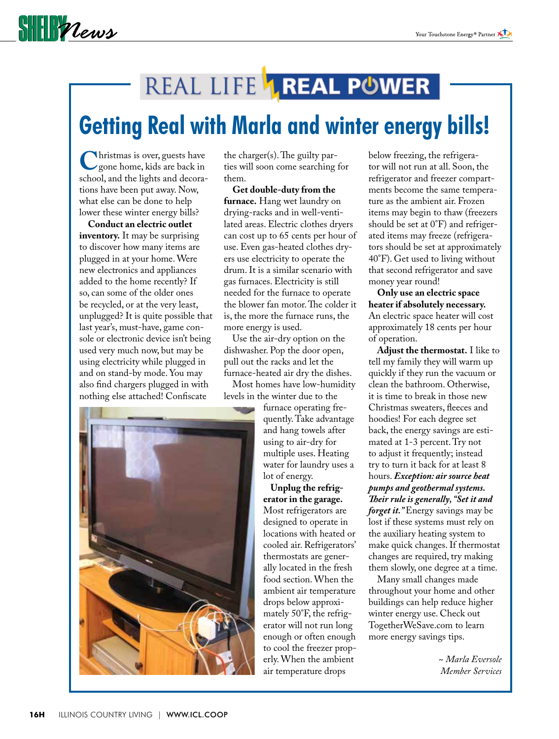REAL LIFE REAL POWER

# Getting Real with Marla and winter energy bills!

Christmas is over, guests have gone home, kids are back in school, and the lights and decorations have been put away. Now, what else can be done to help lower these winter energy bills?

**Conduct an electric outlet inventory.** It may be surprising to discover how many items are plugged in at your home. Were new electronics and appliances added to the home recently? If so, can some of the older ones be recycled, or at the very least, unplugged? It is quite possible that last year's, must-have, game console or electronic device isn't being used very much now, but may be using electricity while plugged in and on stand-by mode. You may also find chargers plugged in with nothing else attached! Confiscate the charger(s). The guilty parties will soon come searching for them.

**Get double-duty from the furnace.** Hang wet laundry on drying-racks and in well-ventilated areas. Electric clothes dryers can cost up to 65 cents per hour of use. Even gas-heated clothes dryers use electricity to operate the drum. It is a similar scenario with gas furnaces. Electricity is still needed for the furnace to operate the blower fan motor. The colder it is, the more the furnace runs, the more energy is used.

Use the air-dry option on the dishwasher. Pop the door open, pull out the racks and let the furnace-heated air dry the dishes.

Most homes have low-humidity levels in the winter due to the furnace operating frequently. Take advantage and hang towels after using to air-dry for multiple uses. Heating water for laundry uses a lot of energy.

**Unplug the refrigerator in the garage.** Most refrigerators are designed to operate in locations with heated or cooled air. Refrigerators' thermostats are generally located in the fresh food section. When the ambient air temperature drops below approximately 50˚F, the refrigerator will not run long enough or often enough to cool the freezer properly. When the ambient air temperature drops below freezing, the refrigerator will not run at all. Soon, the refrigerator and freezer compartments become the same temperature as the ambient air. Frozen items may begin to thaw (freezers should be set at 0˚F) and refrigerated items may freeze (refrigerators should be set at approximately 40˚F). Get used to living without that second refrigerator and save money year round!

**Only use an electric space heater if absolutely necessary.** An electric space heater will cost approximately 18 cents per hour of operation.

**Adjust the thermostat.** I like to tell my family they will warm up quickly if they run the vacuum or clean the bathroom. Otherwise, it is time to break in those new Christmas sweaters, fleeces and hoodies! For each degree set back, the energy savings are estimated at 1-3 percent. Try not to adjust it frequently; instead try to turn it back for at least 8 hours. ***Exception: air source heat pumps and geothermal systems. Their rule is generally, "Set it and forget it."*** Energy savings may be lost if these systems must rely on the auxiliary heating system to make quick changes. If thermostat changes are required, try making them slowly, one degree at a time.

Many small changes made throughout your home and other buildings can help reduce higher winter energy use. Check out TogetherWeSave.com to learn more energy savings tips.

*~ Marla Eversole*
*Member Services*